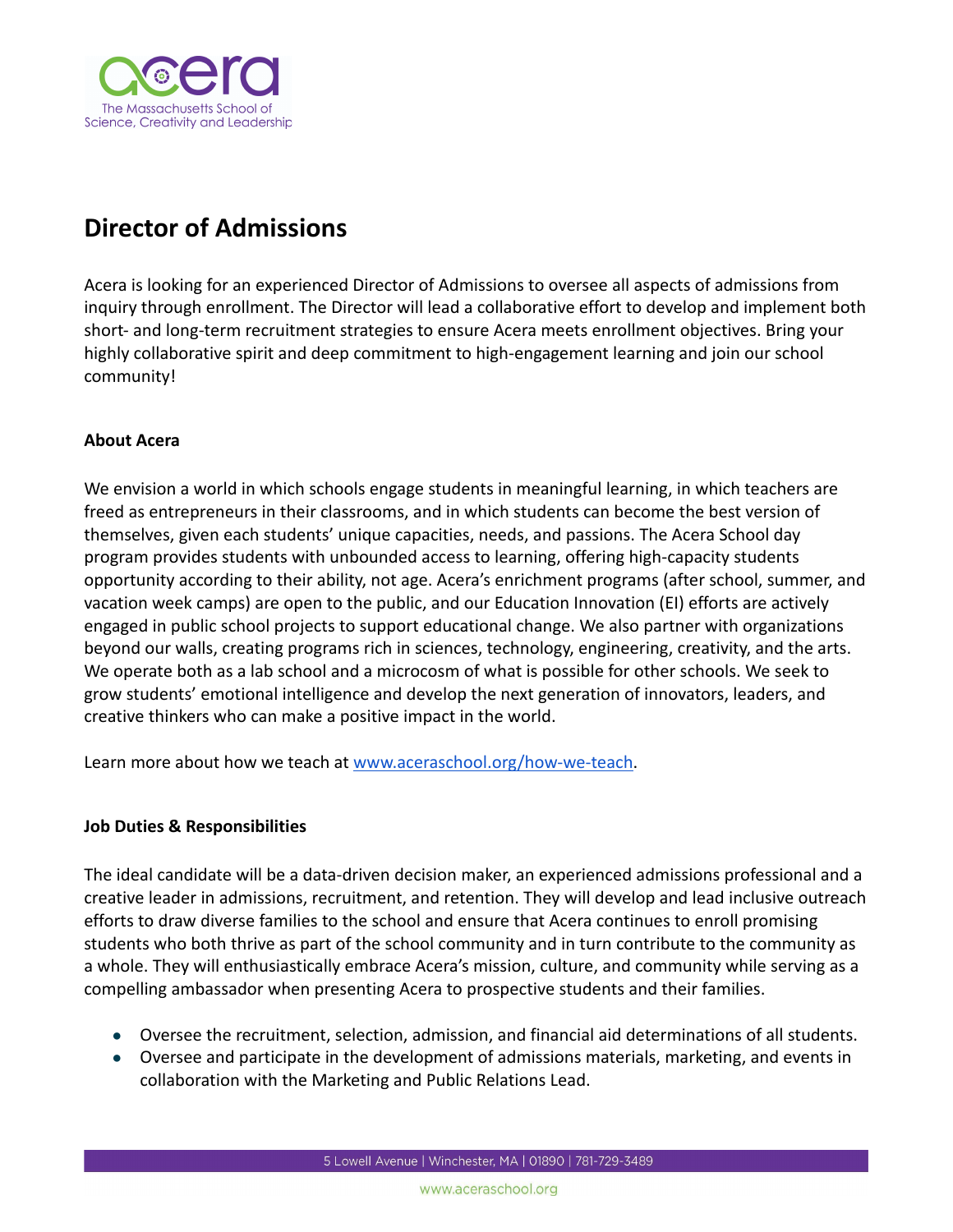# Director of Admissions

Acera is looking for an experienced Director of Admissions to oversee all aspects of admissions from inquiry through enrollment. The Director will lead a collaborative effort to develop and implement both short- and long-term recruitment strategies to ensure Acera meets enrollment objectives. Bring your highly collaborative spirit and deep commitment to high-engagement learning and join our school community!

**About Acera**

We envision a world in which schools engage students in meaningful learning, in which teachers are freed as entrepreneurs in their classrooms, and in which students can become the best version of themselves, given each students' unique capacities, needs, and passions. The Acera School day program provides students with unbounded access to learning, offering high-capacity students opportunity according to their ability, not age. Acera's enrichment programs (after school, summer, and vacation week camps) are open to the public, and our Education Innovation (EI) efforts are actively engaged in public school projects to support educational change. We also partner with organizations beyond our walls, creating programs rich in sciences, technology, engineering, creativity, and the arts. We operate both as a lab school and a microcosm of what is possible for other schools. We seek to grow students' emotional intelligence and develop the next generation of innovators, leaders, and creative thinkers who can make a positive impact in the world.

Learn more about how we teach at [www.aceraschool.org/how-we-teach](www.aceraschool.org/how-we-teach).

**Job Duties & Responsibilities**

The ideal candidate will be a data-driven decision maker, an experienced admissions professional and a creative leader in admissions, recruitment, and retention. They will develop and lead inclusive outreach efforts to draw diverse families to the school and ensure that Acera continues to enroll promising students who both thrive as part of the school community and in turn contribute to the community as a whole. They will enthusiastically embrace Acera's mission, culture, and community while serving as a compelling ambassador when presenting Acera to prospective students and their families.

- Oversee the recruitment, selection, admission, and financial aid determinations of all students.
- Oversee and participate in the development of admissions materials, marketing, and events in collaboration with the Marketing and Public Relations Lead.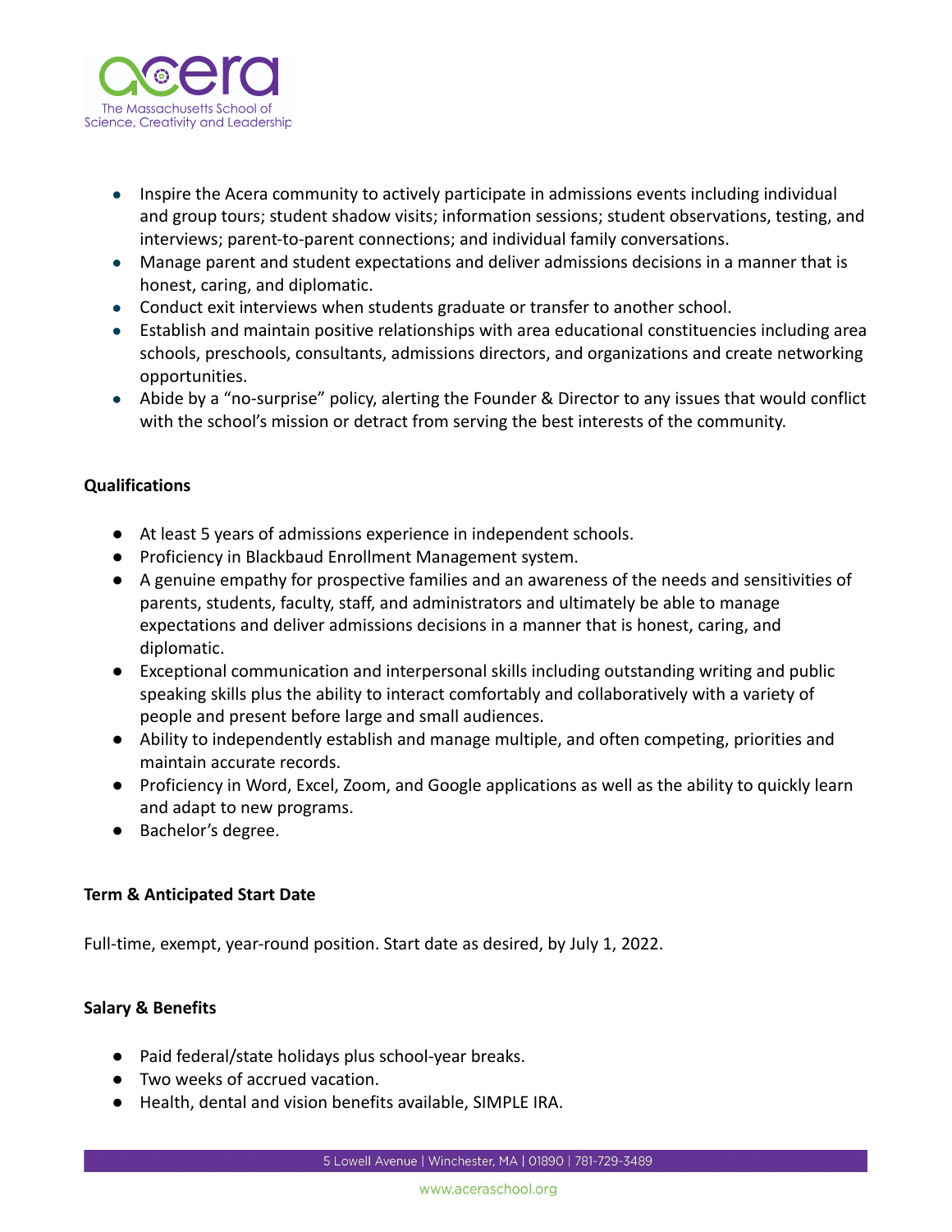- Inspire the Acera community to actively participate in admissions events including individual and group tours; student shadow visits; information sessions; student observations, testing, and interviews; parent-to-parent connections; and individual family conversations.
- Manage parent and student expectations and deliver admissions decisions in a manner that is honest, caring, and diplomatic.
- Conduct exit interviews when students graduate or transfer to another school.
- Establish and maintain positive relationships with area educational constituencies including area schools, preschools, consultants, admissions directors, and organizations and create networking opportunities.
- Abide by a "no-surprise" policy, alerting the Founder & Director to any issues that would conflict with the school's mission or detract from serving the best interests of the community.

**Qualifications**

- At least 5 years of admissions experience in independent schools.
- Proficiency in Blackbaud Enrollment Management system.
- A genuine empathy for prospective families and an awareness of the needs and sensitivities of parents, students, faculty, staff, and administrators and ultimately be able to manage expectations and deliver admissions decisions in a manner that is honest, caring, and diplomatic.
- Exceptional communication and interpersonal skills including outstanding writing and public speaking skills plus the ability to interact comfortably and collaboratively with a variety of people and present before large and small audiences.
- Ability to independently establish and manage multiple, and often competing, priorities and maintain accurate records.
- Proficiency in Word, Excel, Zoom, and Google applications as well as the ability to quickly learn and adapt to new programs.
- Bachelor's degree.

**Term & Anticipated Start Date**

Full-time, exempt, year-round position. Start date as desired, by July 1, 2022.

**Salary & Benefits**

- Paid federal/state holidays plus school-year breaks.
- Two weeks of accrued vacation.
- Health, dental and vision benefits available, SIMPLE IRA.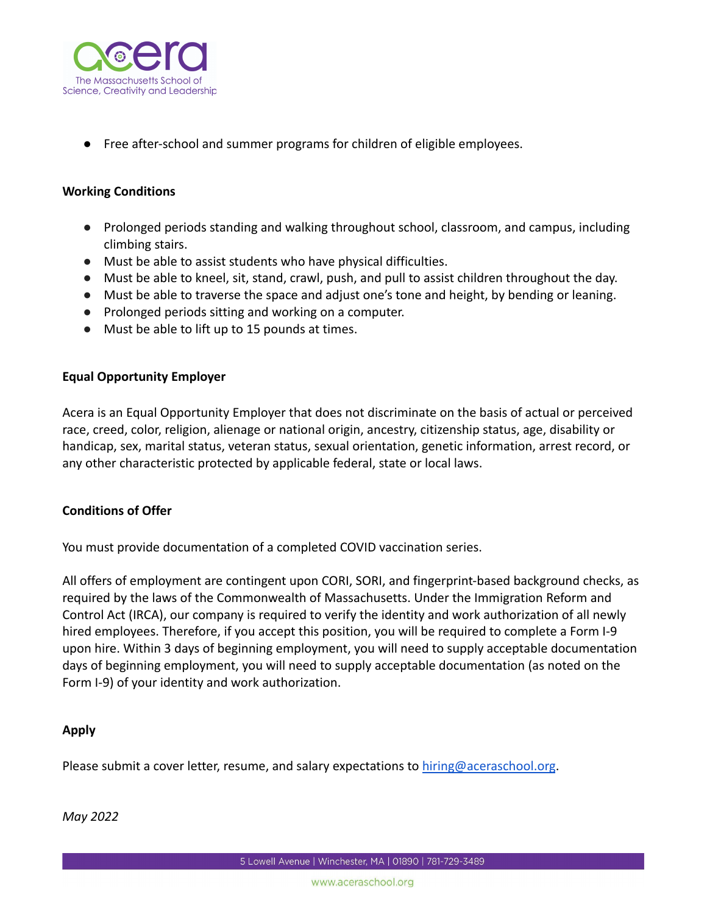- Free after-school and summer programs for children of eligible employees.

**Working Conditions**

- Prolonged periods standing and walking throughout school, classroom, and campus, including climbing stairs.
- Must be able to assist students who have physical difficulties.
- Must be able to kneel, sit, stand, crawl, push, and pull to assist children throughout the day.
- Must be able to traverse the space and adjust one's tone and height, by bending or leaning.
- Prolonged periods sitting and working on a computer.
- Must be able to lift up to 15 pounds at times.

**Equal Opportunity Employer**

Acera is an Equal Opportunity Employer that does not discriminate on the basis of actual or perceived race, creed, color, religion, alienage or national origin, ancestry, citizenship status, age, disability or handicap, sex, marital status, veteran status, sexual orientation, genetic information, arrest record, or any other characteristic protected by applicable federal, state or local laws.

**Conditions of Offer**

You must provide documentation of a completed COVID vaccination series.

All offers of employment are contingent upon CORI, SORI, and fingerprint-based background checks, as required by the laws of the Commonwealth of Massachusetts. Under the Immigration Reform and Control Act (IRCA), our company is required to verify the identity and work authorization of all newly hired employees. Therefore, if you accept this position, you will be required to complete a Form I-9 upon hire. Within 3 days of beginning employment, you will need to supply acceptable documentation days of beginning employment, you will need to supply acceptable documentation (as noted on the Form I-9) of your identity and work authorization.

**Apply**

Please submit a cover letter, resume, and salary expectations to [hiring@aceraschool.org](mailto:hiring@aceraschool.org).

*May 2022*